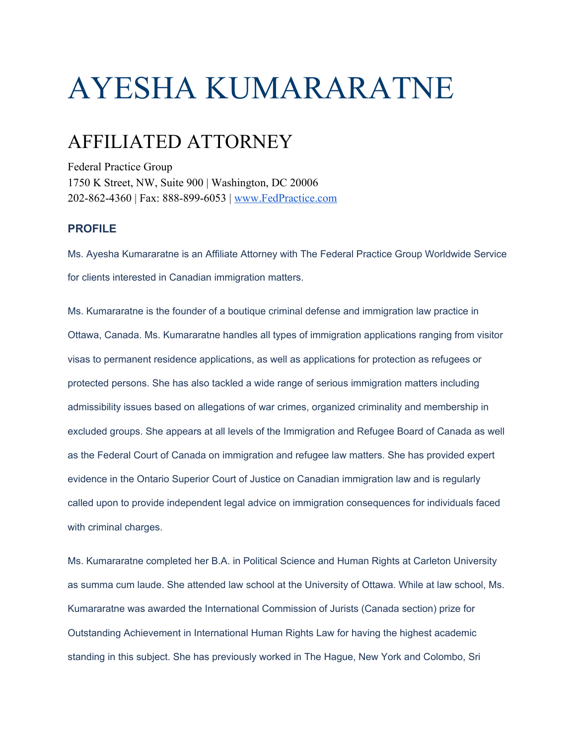# AYESHA KUMARARATNE

## AFFILIATED ATTORNEY

Federal Practice Group
1750 K Street, NW, Suite 900 | Washington, DC 20006
202-862-4360 | Fax: 888-899-6053 | www.FedPractice.com

### PROFILE

Ms. Ayesha Kumararatne is an Affiliate Attorney with The Federal Practice Group Worldwide Service for clients interested in Canadian immigration matters.

Ms. Kumararatne is the founder of a boutique criminal defense and immigration law practice in Ottawa, Canada. Ms. Kumararatne handles all types of immigration applications ranging from visitor visas to permanent residence applications, as well as applications for protection as refugees or protected persons. She has also tackled a wide range of serious immigration matters including admissibility issues based on allegations of war crimes, organized criminality and membership in excluded groups. She appears at all levels of the Immigration and Refugee Board of Canada as well as the Federal Court of Canada on immigration and refugee law matters. She has provided expert evidence in the Ontario Superior Court of Justice on Canadian immigration law and is regularly called upon to provide independent legal advice on immigration consequences for individuals faced with criminal charges.

Ms. Kumararatne completed her B.A. in Political Science and Human Rights at Carleton University as summa cum laude. She attended law school at the University of Ottawa. While at law school, Ms. Kumararatne was awarded the International Commission of Jurists (Canada section) prize for Outstanding Achievement in International Human Rights Law for having the highest academic standing in this subject. She has previously worked in The Hague, New York and Colombo, Sri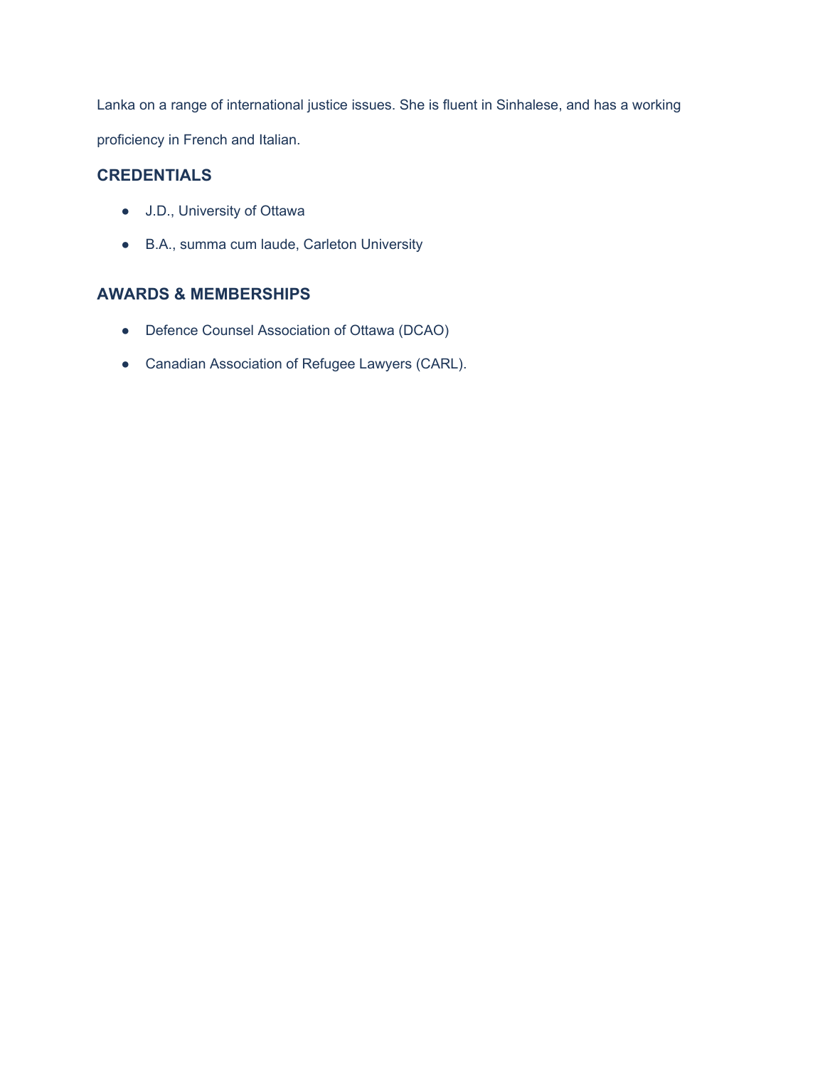Lanka on a range of international justice issues. She is fluent in Sinhalese, and has a working proficiency in French and Italian.

## CREDENTIALS

- J.D., University of Ottawa
- B.A., summa cum laude, Carleton University

## AWARDS & MEMBERSHIPS

- Defence Counsel Association of Ottawa (DCAO)
- Canadian Association of Refugee Lawyers (CARL).